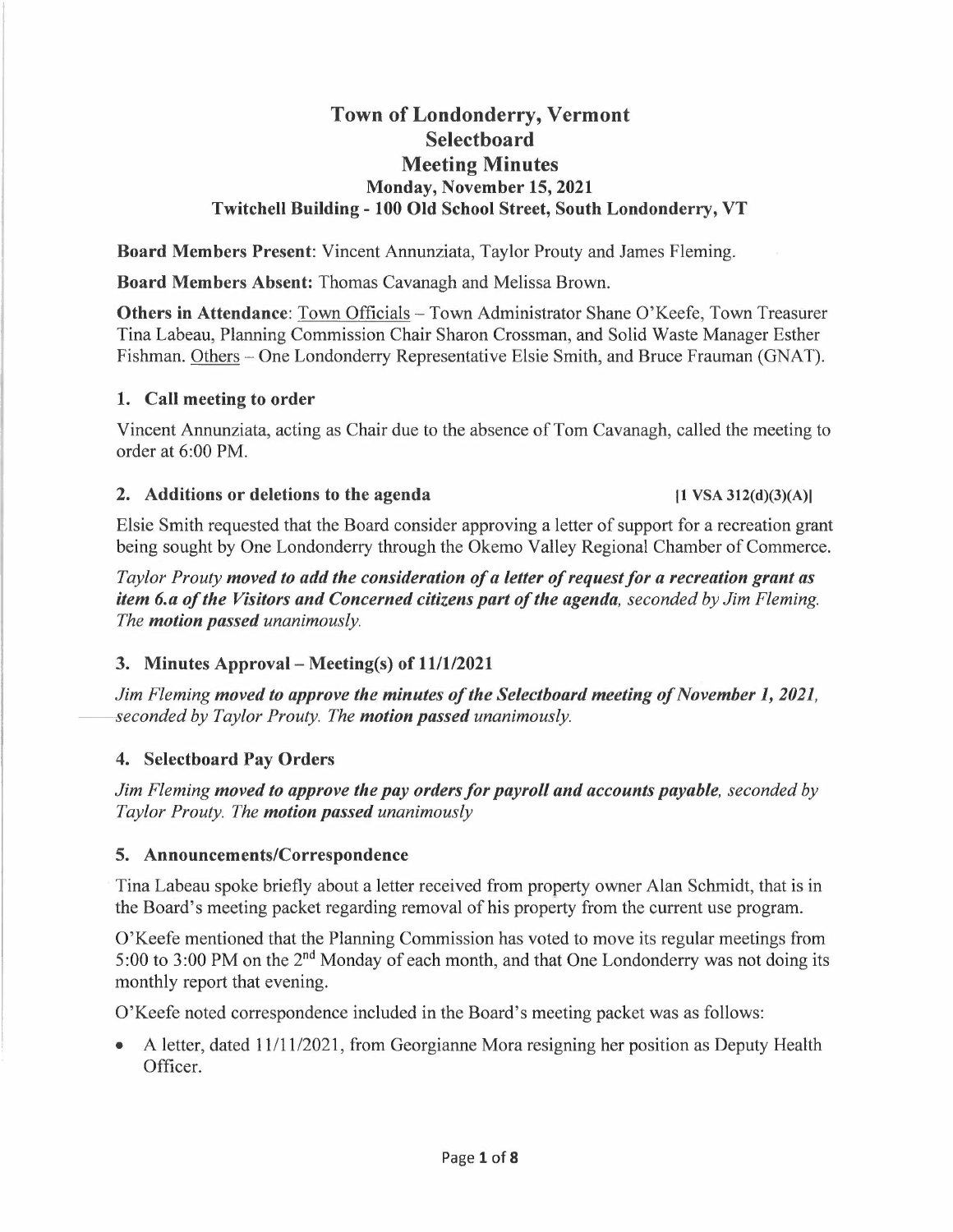# Town of Londonderry, Vermont
## Selectboard
## Meeting Minutes
### Monday, November 15, 2021
### Twitchell Building - 100 Old School Street, South Londonderry, VT

**Board Members Present**: Vincent Annunziata, Taylor Prouty and James Fleming.

**Board Members Absent:** Thomas Cavanagh and Melissa Brown.

**Others in Attendance**: Town Officials – Town Administrator Shane O'Keefe, Town Treasurer Tina Labeau, Planning Commission Chair Sharon Crossman, and Solid Waste Manager Esther Fishman. Others – One Londonderry Representative Elsie Smith, and Bruce Frauman (GNAT).

### 1. Call meeting to order

Vincent Annunziata, acting as Chair due to the absence of Tom Cavanagh, called the meeting to order at 6:00 PM.

### 2. Additions or deletions to the agenda [1 VSA 312(d)(3)(A)]

Elsie Smith requested that the Board consider approving a letter of support for a recreation grant being sought by One Londonderry through the Okemo Valley Regional Chamber of Commerce.

*Taylor Prouty **moved to add the consideration of a letter of request for a recreation grant as item 6.a of the Visitors and Concerned citizens part of the agenda**, seconded by Jim Fleming. The **motion passed** unanimously.*

### 3. Minutes Approval – Meeting(s) of 11/1/2021

*Jim Fleming **moved to approve the minutes of the Selectboard meeting of November 1, 2021**, seconded by Taylor Prouty. The **motion passed** unanimously.*

### 4. Selectboard Pay Orders

*Jim Fleming **moved to approve the pay orders for payroll and accounts payable**, seconded by Taylor Prouty. The **motion passed** unanimously*

### 5. Announcements/Correspondence

Tina Labeau spoke briefly about a letter received from property owner Alan Schmidt, that is in the Board's meeting packet regarding removal of his property from the current use program.

O'Keefe mentioned that the Planning Commission has voted to move its regular meetings from 5:00 to 3:00 PM on the 2nd Monday of each month, and that One Londonderry was not doing its monthly report that evening.

O'Keefe noted correspondence included in the Board's meeting packet was as follows:

- A letter, dated 11/11/2021, from Georgianne Mora resigning her position as Deputy Health Officer.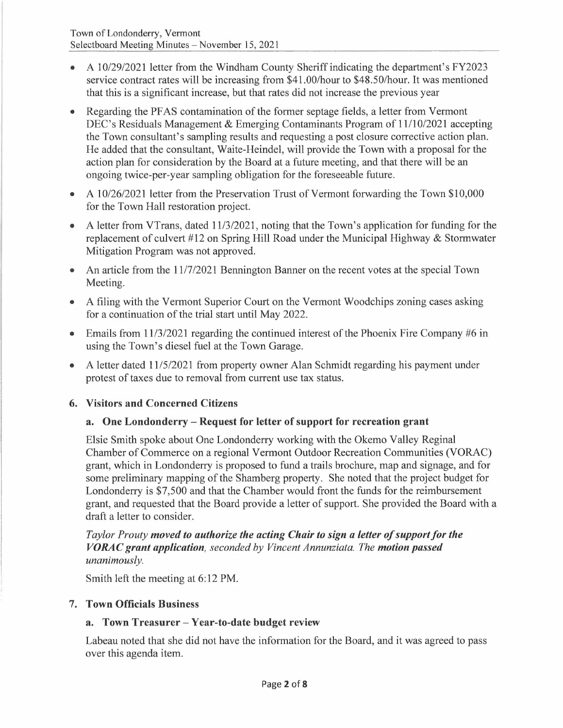- A 10/29/2021 letter from the Windham County Sheriff indicating the department's FY2023 service contract rates will be increasing from $41.00/hour to $48.50/hour. It was mentioned that this is a significant increase, but that rates did not increase the previous year
- Regarding the PFAS contamination of the former septage fields, a letter from Vermont DEC's Residuals Management & Emerging Contaminants Program of 11/10/2021 accepting the Town consultant's sampling results and requesting a post closure corrective action plan. He added that the consultant, Waite-Heindel, will provide the Town with a proposal for the action plan for consideration by the Board at a future meeting, and that there will be an ongoing twice-per-year sampling obligation for the foreseeable future.
- A 10/26/2021 letter from the Preservation Trust of Vermont forwarding the Town $10,000 for the Town Hall restoration project.
- A letter from VTrans, dated 11/3/2021, noting that the Town's application for funding for the replacement of culvert #12 on Spring Hill Road under the Municipal Highway & Stormwater Mitigation Program was not approved.
- An article from the 11/7/2021 Bennington Banner on the recent votes at the special Town Meeting.
- A filing with the Vermont Superior Court on the Vermont Woodchips zoning cases asking for a continuation of the trial start until May 2022.
- Emails from 11/3/2021 regarding the continued interest of the Phoenix Fire Company #6 in using the Town's diesel fuel at the Town Garage.
- A letter dated 11/5/2021 from property owner Alan Schmidt regarding his payment under protest of taxes due to removal from current use tax status.

## 6. Visitors and Concerned Citizens

### a. One Londonderry – Request for letter of support for recreation grant

Elsie Smith spoke about One Londonderry working with the Okemo Valley Reginal Chamber of Commerce on a regional Vermont Outdoor Recreation Communities (VORAC) grant, which in Londonderry is proposed to fund a trails brochure, map and signage, and for some preliminary mapping of the Shamberg property. She noted that the project budget for Londonderry is $7,500 and that the Chamber would front the funds for the reimbursement grant, and requested that the Board provide a letter of support. She provided the Board with a draft a letter to consider.

*Taylor Prouty* ***moved to authorize the acting Chair to sign a letter of support for the VORAC grant application****, seconded by Vincent Annunziata. The* ***motion passed*** *unanimously.*

Smith left the meeting at 6:12 PM.

## 7. Town Officials Business

### a. Town Treasurer – Year-to-date budget review

Labeau noted that she did not have the information for the Board, and it was agreed to pass over this agenda item.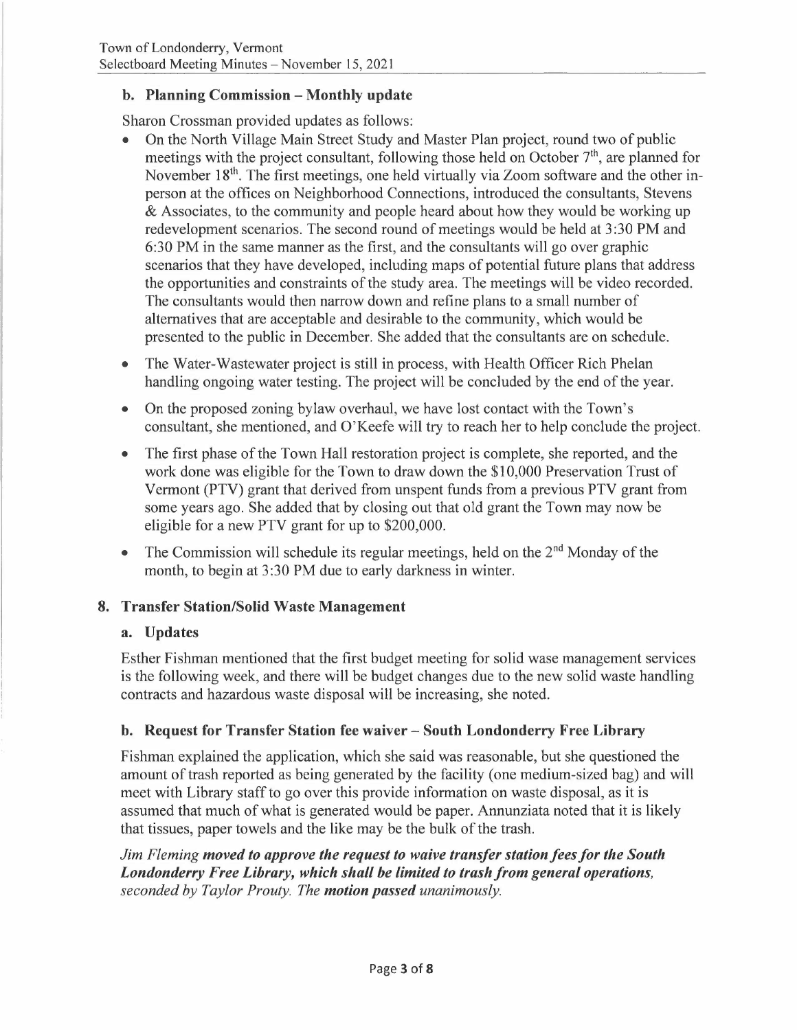### b. Planning Commission – Monthly update

Sharon Crossman provided updates as follows:

- On the North Village Main Street Study and Master Plan project, round two of public meetings with the project consultant, following those held on October 7th, are planned for November 18th. The first meetings, one held virtually via Zoom software and the other in-person at the offices on Neighborhood Connections, introduced the consultants, Stevens & Associates, to the community and people heard about how they would be working up redevelopment scenarios. The second round of meetings would be held at 3:30 PM and 6:30 PM in the same manner as the first, and the consultants will go over graphic scenarios that they have developed, including maps of potential future plans that address the opportunities and constraints of the study area. The meetings will be video recorded. The consultants would then narrow down and refine plans to a small number of alternatives that are acceptable and desirable to the community, which would be presented to the public in December. She added that the consultants are on schedule.
- The Water-Wastewater project is still in process, with Health Officer Rich Phelan handling ongoing water testing. The project will be concluded by the end of the year.
- On the proposed zoning bylaw overhaul, we have lost contact with the Town's consultant, she mentioned, and O'Keefe will try to reach her to help conclude the project.
- The first phase of the Town Hall restoration project is complete, she reported, and the work done was eligible for the Town to draw down the $10,000 Preservation Trust of Vermont (PTV) grant that derived from unspent funds from a previous PTV grant from some years ago. She added that by closing out that old grant the Town may now be eligible for a new PTV grant for up to $200,000.
- The Commission will schedule its regular meetings, held on the 2nd Monday of the month, to begin at 3:30 PM due to early darkness in winter.

## 8. Transfer Station/Solid Waste Management

### a. Updates

Esther Fishman mentioned that the first budget meeting for solid wase management services is the following week, and there will be budget changes due to the new solid waste handling contracts and hazardous waste disposal will be increasing, she noted.

### b. Request for Transfer Station fee waiver – South Londonderry Free Library

Fishman explained the application, which she said was reasonable, but she questioned the amount of trash reported as being generated by the facility (one medium-sized bag) and will meet with Library staff to go over this provide information on waste disposal, as it is assumed that much of what is generated would be paper. Annunziata noted that it is likely that tissues, paper towels and the like may be the bulk of the trash.

*Jim Fleming **moved to approve the request to waive transfer station fees for the South Londonderry Free Library, which shall be limited to trash from general operations,** seconded by Taylor Prouty. The **motion passed** unanimously.*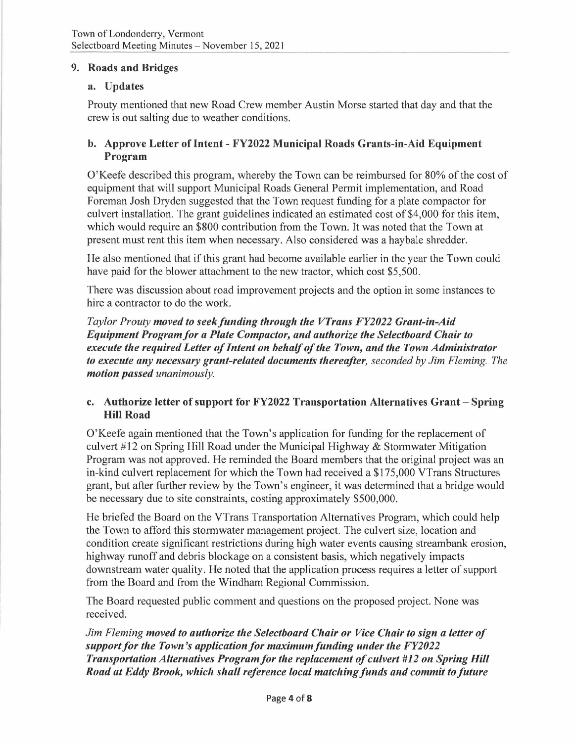## 9. Roads and Bridges

### a. Updates

Prouty mentioned that new Road Crew member Austin Morse started that day and that the crew is out salting due to weather conditions.

### b. Approve Letter of Intent - FY2022 Municipal Roads Grants-in-Aid Equipment Program

O'Keefe described this program, whereby the Town can be reimbursed for 80% of the cost of equipment that will support Municipal Roads General Permit implementation, and Road Foreman Josh Dryden suggested that the Town request funding for a plate compactor for culvert installation. The grant guidelines indicated an estimated cost of $4,000 for this item, which would require an $800 contribution from the Town. It was noted that the Town at present must rent this item when necessary. Also considered was a haybale shredder.

He also mentioned that if this grant had become available earlier in the year the Town could have paid for the blower attachment to the new tractor, which cost $5,500.

There was discussion about road improvement projects and the option in some instances to hire a contractor to do the work.

*Taylor Prouty* ***moved to seek funding through the VTrans FY2022 Grant-in-Aid Equipment Program for a Plate Compactor, and authorize the Selectboard Chair to execute the required Letter of Intent on behalf of the Town, and the Town Administrator to execute any necessary grant-related documents thereafter****, seconded by Jim Fleming. The* ***motion passed*** *unanimously.*

### c. Authorize letter of support for FY2022 Transportation Alternatives Grant – Spring Hill Road

O'Keefe again mentioned that the Town's application for funding for the replacement of culvert #12 on Spring Hill Road under the Municipal Highway & Stormwater Mitigation Program was not approved. He reminded the Board members that the original project was an in-kind culvert replacement for which the Town had received a $175,000 VTrans Structures grant, but after further review by the Town's engineer, it was determined that a bridge would be necessary due to site constraints, costing approximately $500,000.

He briefed the Board on the VTrans Transportation Alternatives Program, which could help the Town to afford this stormwater management project. The culvert size, location and condition create significant restrictions during high water events causing streambank erosion, highway runoff and debris blockage on a consistent basis, which negatively impacts downstream water quality. He noted that the application process requires a letter of support from the Board and from the Windham Regional Commission.

The Board requested public comment and questions on the proposed project. None was received.

*Jim Fleming* ***moved to authorize the Selectboard Chair or Vice Chair to sign a letter of support for the Town's application for maximum funding under the FY2022 Transportation Alternatives Program for the replacement of culvert #12 on Spring Hill Road at Eddy Brook, which shall reference local matching funds and commit to future***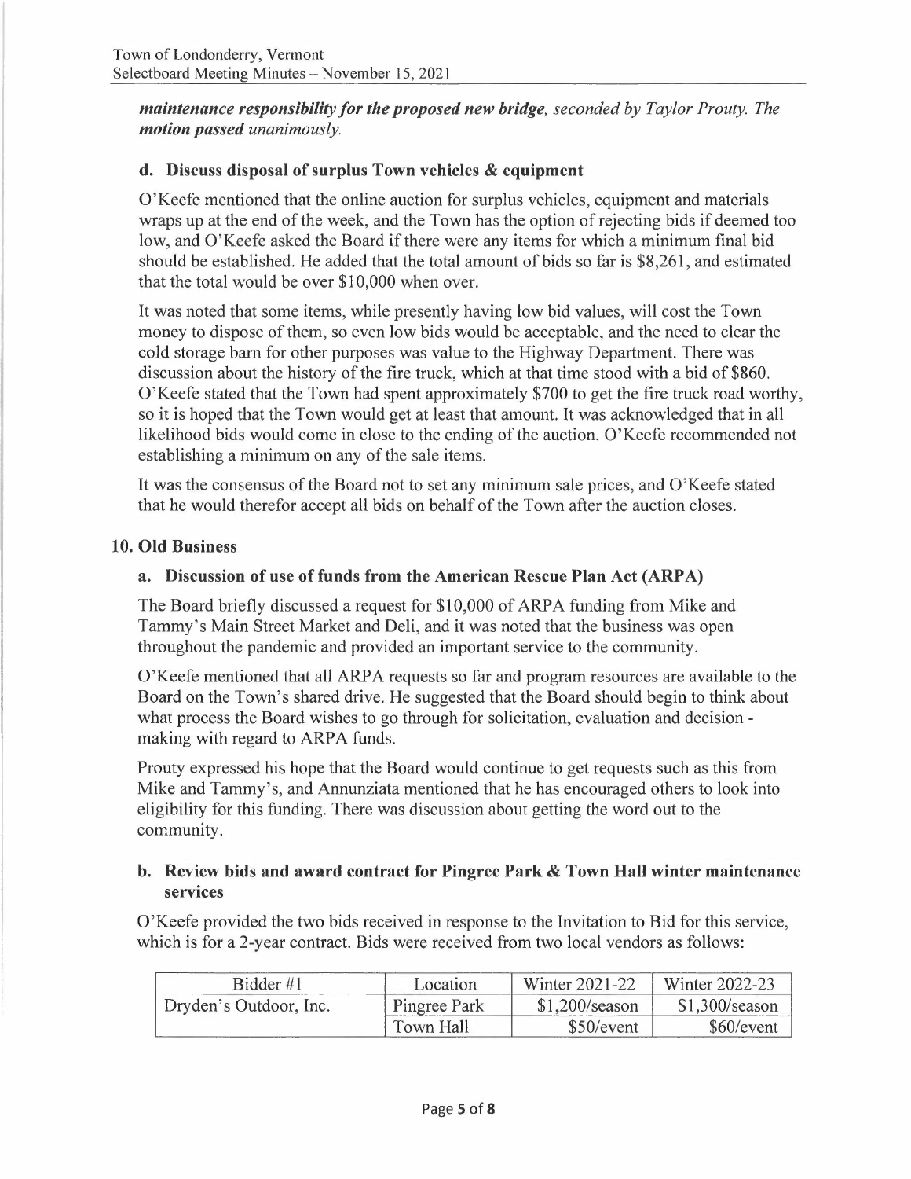***maintenance responsibility for the proposed new bridge**, seconded by Taylor Prouty. The **motion passed** unanimously.*

### d. Discuss disposal of surplus Town vehicles & equipment

O'Keefe mentioned that the online auction for surplus vehicles, equipment and materials wraps up at the end of the week, and the Town has the option of rejecting bids if deemed too low, and O'Keefe asked the Board if there were any items for which a minimum final bid should be established. He added that the total amount of bids so far is $8,261, and estimated that the total would be over $10,000 when over.

It was noted that some items, while presently having low bid values, will cost the Town money to dispose of them, so even low bids would be acceptable, and the need to clear the cold storage barn for other purposes was value to the Highway Department. There was discussion about the history of the fire truck, which at that time stood with a bid of $860. O'Keefe stated that the Town had spent approximately $700 to get the fire truck road worthy, so it is hoped that the Town would get at least that amount. It was acknowledged that in all likelihood bids would come in close to the ending of the auction. O'Keefe recommended not establishing a minimum on any of the sale items.

It was the consensus of the Board not to set any minimum sale prices, and O'Keefe stated that he would therefor accept all bids on behalf of the Town after the auction closes.

## 10. Old Business

### a. Discussion of use of funds from the American Rescue Plan Act (ARPA)

The Board briefly discussed a request for $10,000 of ARPA funding from Mike and Tammy's Main Street Market and Deli, and it was noted that the business was open throughout the pandemic and provided an important service to the community.

O'Keefe mentioned that all ARPA requests so far and program resources are available to the Board on the Town's shared drive. He suggested that the Board should begin to think about what process the Board wishes to go through for solicitation, evaluation and decision - making with regard to ARPA funds.

Prouty expressed his hope that the Board would continue to get requests such as this from Mike and Tammy's, and Annunziata mentioned that he has encouraged others to look into eligibility for this funding. There was discussion about getting the word out to the community.

### b. Review bids and award contract for Pingree Park & Town Hall winter maintenance services

O'Keefe provided the two bids received in response to the Invitation to Bid for this service, which is for a 2-year contract. Bids were received from two local vendors as follows:

| Bidder #1 | Location | Winter 2021-22 | Winter 2022-23 |
|---|---|---|---|
| Dryden's Outdoor, Inc. | Pingree Park | $1,200/season | $1,300/season |
| | Town Hall | $50/event | $60/event |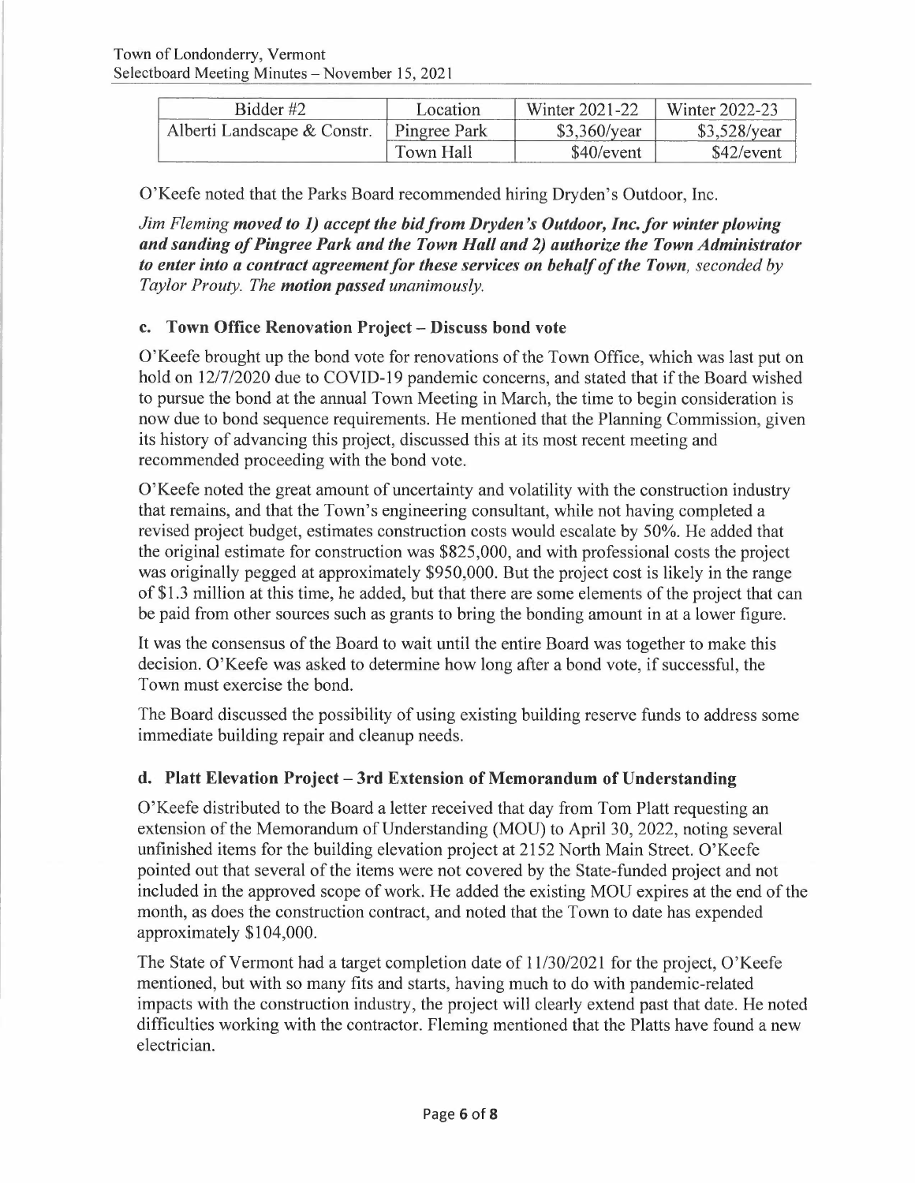| Bidder #2 | Location | Winter 2021-22 | Winter 2022-23 |
|---|---|---|---|
| Alberti Landscape & Constr. | Pingree Park | $3,360/year | $3,528/year |
| | Town Hall | $40/event | $42/event |

O'Keefe noted that the Parks Board recommended hiring Dryden's Outdoor, Inc.

*Jim Fleming* ***moved to 1) accept the bid from Dryden's Outdoor, Inc. for winter plowing and sanding of Pingree Park and the Town Hall and 2) authorize the Town Administrator to enter into a contract agreement for these services on behalf of the Town****, seconded by Taylor Prouty. The* ***motion passed*** *unanimously.*

### c. Town Office Renovation Project – Discuss bond vote

O'Keefe brought up the bond vote for renovations of the Town Office, which was last put on hold on 12/7/2020 due to COVID-19 pandemic concerns, and stated that if the Board wished to pursue the bond at the annual Town Meeting in March, the time to begin consideration is now due to bond sequence requirements. He mentioned that the Planning Commission, given its history of advancing this project, discussed this at its most recent meeting and recommended proceeding with the bond vote.

O'Keefe noted the great amount of uncertainty and volatility with the construction industry that remains, and that the Town's engineering consultant, while not having completed a revised project budget, estimates construction costs would escalate by 50%. He added that the original estimate for construction was $825,000, and with professional costs the project was originally pegged at approximately $950,000. But the project cost is likely in the range of $1.3 million at this time, he added, but that there are some elements of the project that can be paid from other sources such as grants to bring the bonding amount in at a lower figure.

It was the consensus of the Board to wait until the entire Board was together to make this decision. O'Keefe was asked to determine how long after a bond vote, if successful, the Town must exercise the bond.

The Board discussed the possibility of using existing building reserve funds to address some immediate building repair and cleanup needs.

### d. Platt Elevation Project – 3rd Extension of Memorandum of Understanding

O'Keefe distributed to the Board a letter received that day from Tom Platt requesting an extension of the Memorandum of Understanding (MOU) to April 30, 2022, noting several unfinished items for the building elevation project at 2152 North Main Street. O'Keefe pointed out that several of the items were not covered by the State-funded project and not included in the approved scope of work. He added the existing MOU expires at the end of the month, as does the construction contract, and noted that the Town to date has expended approximately $104,000.

The State of Vermont had a target completion date of 11/30/2021 for the project, O'Keefe mentioned, but with so many fits and starts, having much to do with pandemic-related impacts with the construction industry, the project will clearly extend past that date. He noted difficulties working with the contractor. Fleming mentioned that the Platts have found a new electrician.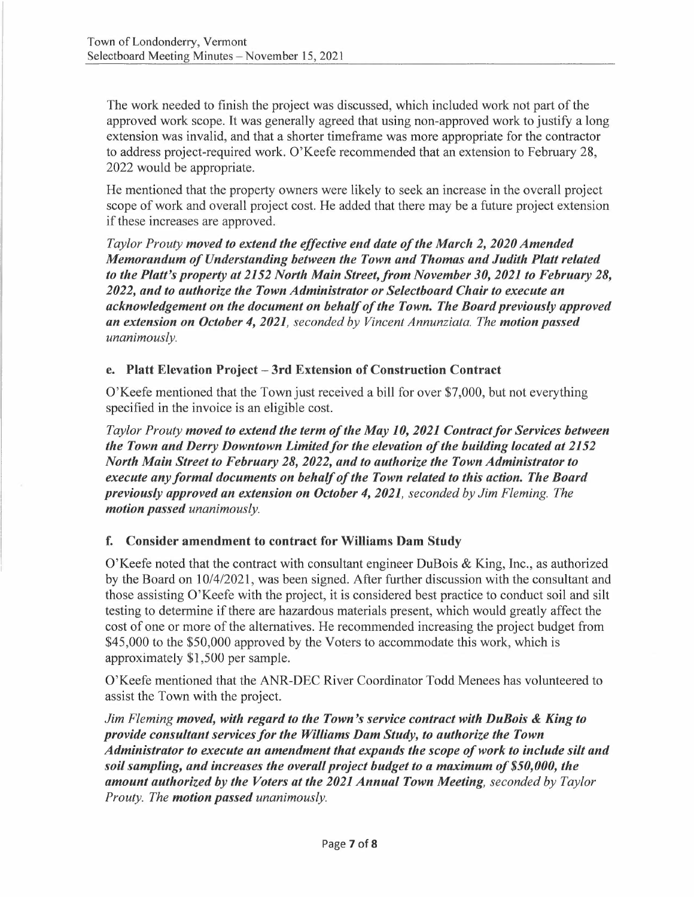The work needed to finish the project was discussed, which included work not part of the approved work scope. It was generally agreed that using non-approved work to justify a long extension was invalid, and that a shorter timeframe was more appropriate for the contractor to address project-required work. O'Keefe recommended that an extension to February 28, 2022 would be appropriate.

He mentioned that the property owners were likely to seek an increase in the overall project scope of work and overall project cost. He added that there may be a future project extension if these increases are approved.

*Taylor Prouty* ***moved to extend the effective end date of the March 2, 2020 Amended Memorandum of Understanding between the Town and Thomas and Judith Platt related to the Platt's property at 2152 North Main Street, from November 30, 2021 to February 28, 2022, and to authorize the Town Administrator or Selectboard Chair to execute an acknowledgement on the document on behalf of the Town. The Board previously approved an extension on October 4, 2021****, seconded by Vincent Annunziata. The* ***motion passed*** *unanimously.*

### e. Platt Elevation Project – 3rd Extension of Construction Contract

O'Keefe mentioned that the Town just received a bill for over $7,000, but not everything specified in the invoice is an eligible cost.

*Taylor Prouty* ***moved to extend the term of the May 10, 2021 Contract for Services between the Town and Derry Downtown Limited for the elevation of the building located at 2152 North Main Street to February 28, 2022, and to authorize the Town Administrator to execute any formal documents on behalf of the Town related to this action. The Board previously approved an extension on October 4, 2021****, seconded by Jim Fleming. The* ***motion passed*** *unanimously.*

### f. Consider amendment to contract for Williams Dam Study

O'Keefe noted that the contract with consultant engineer DuBois & King, Inc., as authorized by the Board on 10/4/2021, was been signed. After further discussion with the consultant and those assisting O'Keefe with the project, it is considered best practice to conduct soil and silt testing to determine if there are hazardous materials present, which would greatly affect the cost of one or more of the alternatives. He recommended increasing the project budget from $45,000 to the $50,000 approved by the Voters to accommodate this work, which is approximately $1,500 per sample.

O'Keefe mentioned that the ANR-DEC River Coordinator Todd Menees has volunteered to assist the Town with the project.

*Jim Fleming* ***moved, with regard to the Town's service contract with DuBois & King to provide consultant services for the Williams Dam Study, to authorize the Town Administrator to execute an amendment that expands the scope of work to include silt and soil sampling, and increases the overall project budget to a maximum of $50,000, the amount authorized by the Voters at the 2021 Annual Town Meeting****, seconded by Taylor Prouty. The* ***motion passed*** *unanimously.*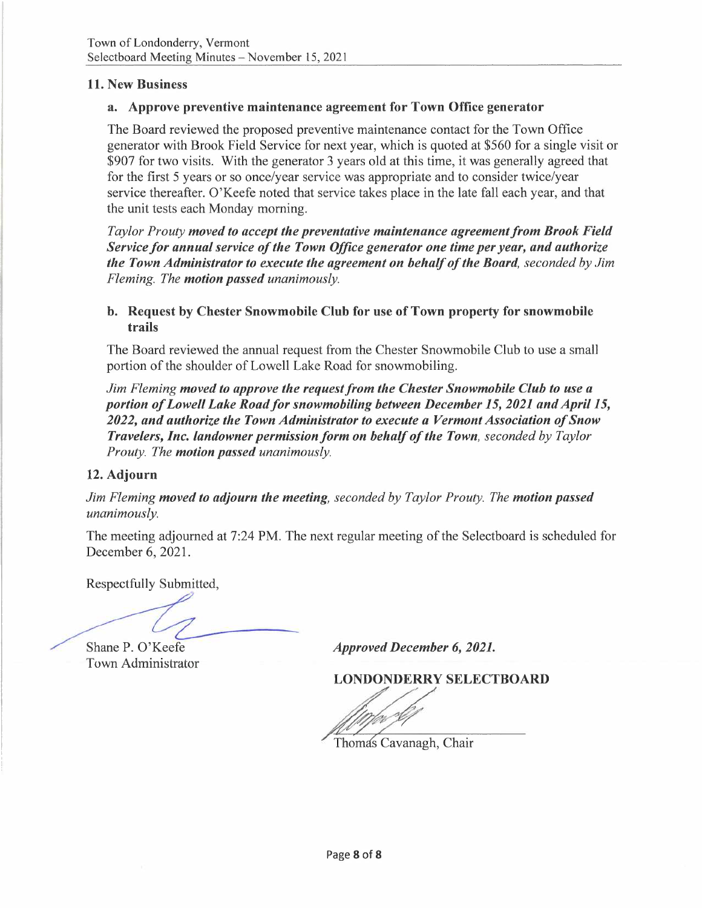## 11. New Business

### a. Approve preventive maintenance agreement for Town Office generator

The Board reviewed the proposed preventive maintenance contact for the Town Office generator with Brook Field Service for next year, which is quoted at $560 for a single visit or $907 for two visits. With the generator 3 years old at this time, it was generally agreed that for the first 5 years or so once/year service was appropriate and to consider twice/year service thereafter. O'Keefe noted that service takes place in the late fall each year, and that the unit tests each Monday morning.

*Taylor Prouty* ***moved to accept the preventative maintenance agreement from Brook Field Service for annual service of the Town Office generator one time per year, and authorize the Town Administrator to execute the agreement on behalf of the Board****, seconded by Jim Fleming. The* ***motion passed*** *unanimously.*

### b. Request by Chester Snowmobile Club for use of Town property for snowmobile trails

The Board reviewed the annual request from the Chester Snowmobile Club to use a small portion of the shoulder of Lowell Lake Road for snowmobiling.

*Jim Fleming* ***moved to approve the request from the Chester Snowmobile Club to use a portion of Lowell Lake Road for snowmobiling between December 15, 2021 and April 15, 2022, and authorize the Town Administrator to execute a Vermont Association of Snow Travelers, Inc. landowner permission form on behalf of the Town****, seconded by Taylor Prouty. The* ***motion passed*** *unanimously.*

## 12. Adjourn

*Jim Fleming* ***moved to adjourn the meeting****, seconded by Taylor Prouty. The* ***motion passed*** *unanimously.*

The meeting adjourned at 7:24 PM. The next regular meeting of the Selectboard is scheduled for December 6, 2021.

Respectfully Submitted,

Shane P. O'Keefe
Town Administrator

***Approved December 6, 2021.***

**LONDONDERRY SELECTBOARD**

Thomas Cavanagh, Chair